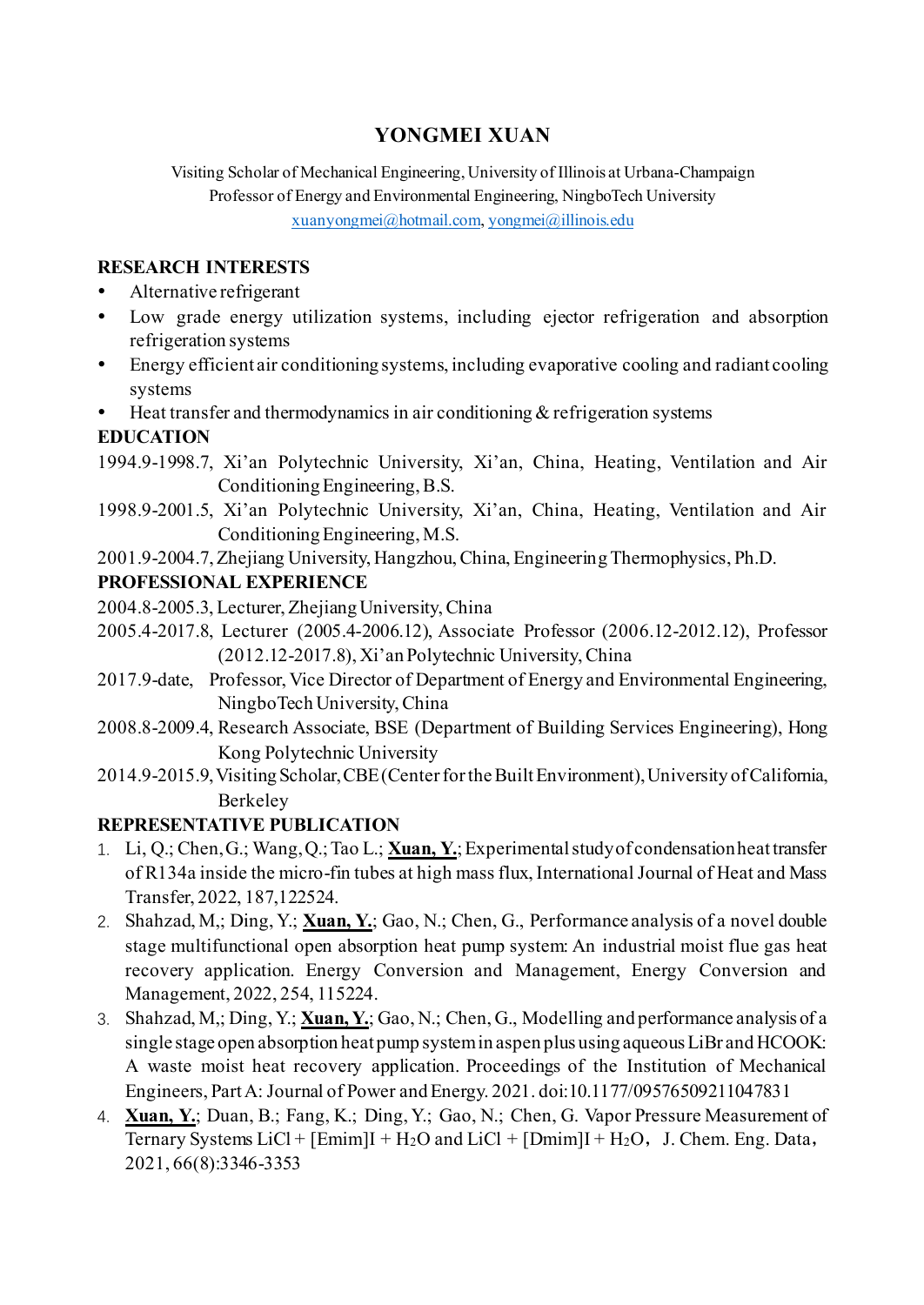# YONGMEI XUAN

Visiting Scholar of Mechanical Engineering, University of Illinois at Urbana-Champaign
Professor of Energy and Environmental Engineering, NingboTech University
xuanyongmei@hotmail.com, yongmei@illinois.edu

## RESEARCH INTERESTS

- Alternative refrigerant
- Low grade energy utilization systems, including ejector refrigeration and absorption refrigeration systems
- Energy efficient air conditioning systems, including evaporative cooling and radiant cooling systems
- Heat transfer and thermodynamics in air conditioning & refrigeration systems

## EDUCATION

1994.9-1998.7, Xi'an Polytechnic University, Xi'an, China, Heating, Ventilation and Air Conditioning Engineering, B.S.

1998.9-2001.5, Xi'an Polytechnic University, Xi'an, China, Heating, Ventilation and Air Conditioning Engineering, M.S.

2001.9-2004.7, Zhejiang University, Hangzhou, China, Engineering Thermophysics, Ph.D.

## PROFESSIONAL EXPERIENCE

2004.8-2005.3, Lecturer, Zhejiang University, China

2005.4-2017.8, Lecturer (2005.4-2006.12), Associate Professor (2006.12-2012.12), Professor (2012.12-2017.8), Xi'an Polytechnic University, China

2017.9-date, Professor, Vice Director of Department of Energy and Environmental Engineering, NingboTech University, China

2008.8-2009.4, Research Associate, BSE (Department of Building Services Engineering), Hong Kong Polytechnic University

2014.9-2015.9, Visiting Scholar, CBE (Center for the Built Environment), University of California, Berkeley

## REPRESENTATIVE PUBLICATION

1. Li, Q.; Chen, G.; Wang, Q.; Tao L.; **Xuan, Y.**; Experimental study of condensation heat transfer of R134a inside the micro-fin tubes at high mass flux, International Journal of Heat and Mass Transfer, 2022, 187,122524.
2. Shahzad, M,; Ding, Y.; **Xuan, Y.**; Gao, N.; Chen, G., Performance analysis of a novel double stage multifunctional open absorption heat pump system: An industrial moist flue gas heat recovery application. Energy Conversion and Management, Energy Conversion and Management, 2022, 254, 115224.
3. Shahzad, M,; Ding, Y.; **Xuan, Y.**; Gao, N.; Chen, G., Modelling and performance analysis of a single stage open absorption heat pump system in aspen plus using aqueous LiBr and HCOOK: A waste moist heat recovery application. Proceedings of the Institution of Mechanical Engineers, Part A: Journal of Power and Energy. 2021. doi:10.1177/09576509211047831
4. **Xuan, Y.**; Duan, B.; Fang, K.; Ding, Y.; Gao, N.; Chen, G. Vapor Pressure Measurement of Ternary Systems LiCl + [Emim]I + $H_2O$ and LiCl + [Dmim]I + $H_2O$, J. Chem. Eng. Data, 2021, 66(8):3346-3353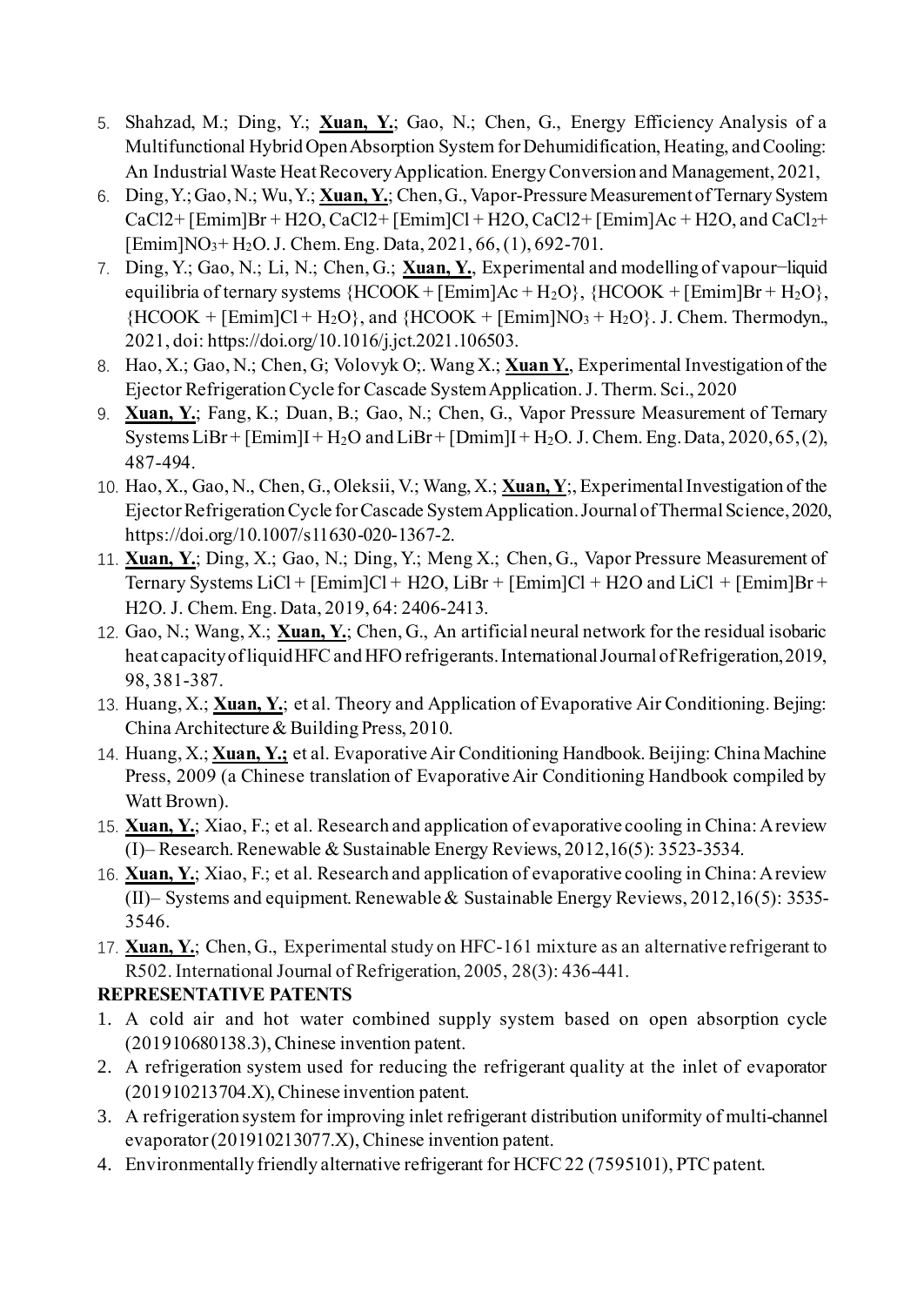5. Shahzad, M.; Ding, Y.; **<u>Xuan, Y.</u>**; Gao, N.; Chen, G., Energy Efficiency Analysis of a Multifunctional Hybrid Open Absorption System for Dehumidification, Heating, and Cooling: An Industrial Waste Heat Recovery Application. Energy Conversion and Management, 2021,
6. Ding, Y.; Gao, N.; Wu, Y.; **<u>Xuan, Y.</u>**; Chen, G., Vapor-Pressure Measurement of Ternary System CaCl2+ [Emim]Br + H2O, CaCl2+ [Emim]Cl + H2O, CaCl2+ [Emim]Ac + H2O, and $CaCl_2$+ [Emim]$NO_3$+ $H_2O$. J. Chem. Eng. Data, 2021, 66, (1), 692-701.
7. Ding, Y.; Gao, N.; Li, N.; Chen, G.; **<u>Xuan, Y.</u>**, Experimental and modelling of vapour−liquid equilibria of ternary systems {HCOOK + [Emim]Ac + $H_2O$}, {HCOOK + [Emim]Br + $H_2O$}, {HCOOK + [Emim]Cl + $H_2O$}, and {HCOOK + [Emim]$NO_3$ + $H_2O$}. J. Chem. Thermodyn., 2021, doi: https://doi.org/10.1016/j.jct.2021.106503.
8. Hao, X.; Gao, N.; Chen, G; Volovyk O;. Wang X.; **<u>Xuan Y.</u>**, Experimental Investigation of the Ejector Refrigeration Cycle for Cascade System Application. J. Therm. Sci., 2020
9. **<u>Xuan, Y.</u>**; Fang, K.; Duan, B.; Gao, N.; Chen, G., Vapor Pressure Measurement of Ternary Systems LiBr + [Emim]I + $H_2O$ and LiBr + [Dmim]I + $H_2O$. J. Chem. Eng. Data, 2020, 65, (2), 487-494.
10. Hao, X., Gao, N., Chen, G., Oleksii, V.; Wang, X.; **<u>Xuan, Y</u>**;, Experimental Investigation of the Ejector Refrigeration Cycle for Cascade System Application. Journal of Thermal Science, 2020, https://doi.org/10.1007/s11630-020-1367-2.
11. **<u>Xuan, Y.</u>**; Ding, X.; Gao, N.; Ding, Y.; Meng X.; Chen, G., Vapor Pressure Measurement of Ternary Systems LiCl + [Emim]Cl + H2O, LiBr + [Emim]Cl + H2O and LiCl + [Emim]Br + H2O. J. Chem. Eng. Data, 2019, 64: 2406-2413.
12. Gao, N.; Wang, X.; **<u>Xuan, Y.</u>**; Chen, G., An artificial neural network for the residual isobaric heat capacity of liquid HFC and HFO refrigerants. International Journal of Refrigeration, 2019, 98, 381-387.
13. Huang, X.; **<u>Xuan, Y.</u>**; et al. Theory and Application of Evaporative Air Conditioning. Bejing: China Architecture & Building Press, 2010.
14. Huang, X.; **<u>Xuan, Y.;</u>** et al. Evaporative Air Conditioning Handbook. Beijing: China Machine Press, 2009 (a Chinese translation of Evaporative Air Conditioning Handbook compiled by Watt Brown).
15. **<u>Xuan, Y.</u>**; Xiao, F.; et al. Research and application of evaporative cooling in China: A review (I)– Research. Renewable & Sustainable Energy Reviews, 2012,16(5): 3523-3534.
16. **<u>Xuan, Y.</u>**; Xiao, F.; et al. Research and application of evaporative cooling in China: A review (II)– Systems and equipment. Renewable & Sustainable Energy Reviews, 2012,16(5): 3535-3546.
17. **<u>Xuan, Y.</u>**; Chen, G., Experimental study on HFC-161 mixture as an alternative refrigerant to R502. International Journal of Refrigeration, 2005, 28(3): 436-441.

**REPRESENTATIVE PATENTS**

1. A cold air and hot water combined supply system based on open absorption cycle (201910680138.3), Chinese invention patent.
2. A refrigeration system used for reducing the refrigerant quality at the inlet of evaporator (201910213704.X), Chinese invention patent.
3. A refrigeration system for improving inlet refrigerant distribution uniformity of multi-channel evaporator (201910213077.X), Chinese invention patent.
4. Environmentally friendly alternative refrigerant for HCFC 22 (7595101), PTC patent.